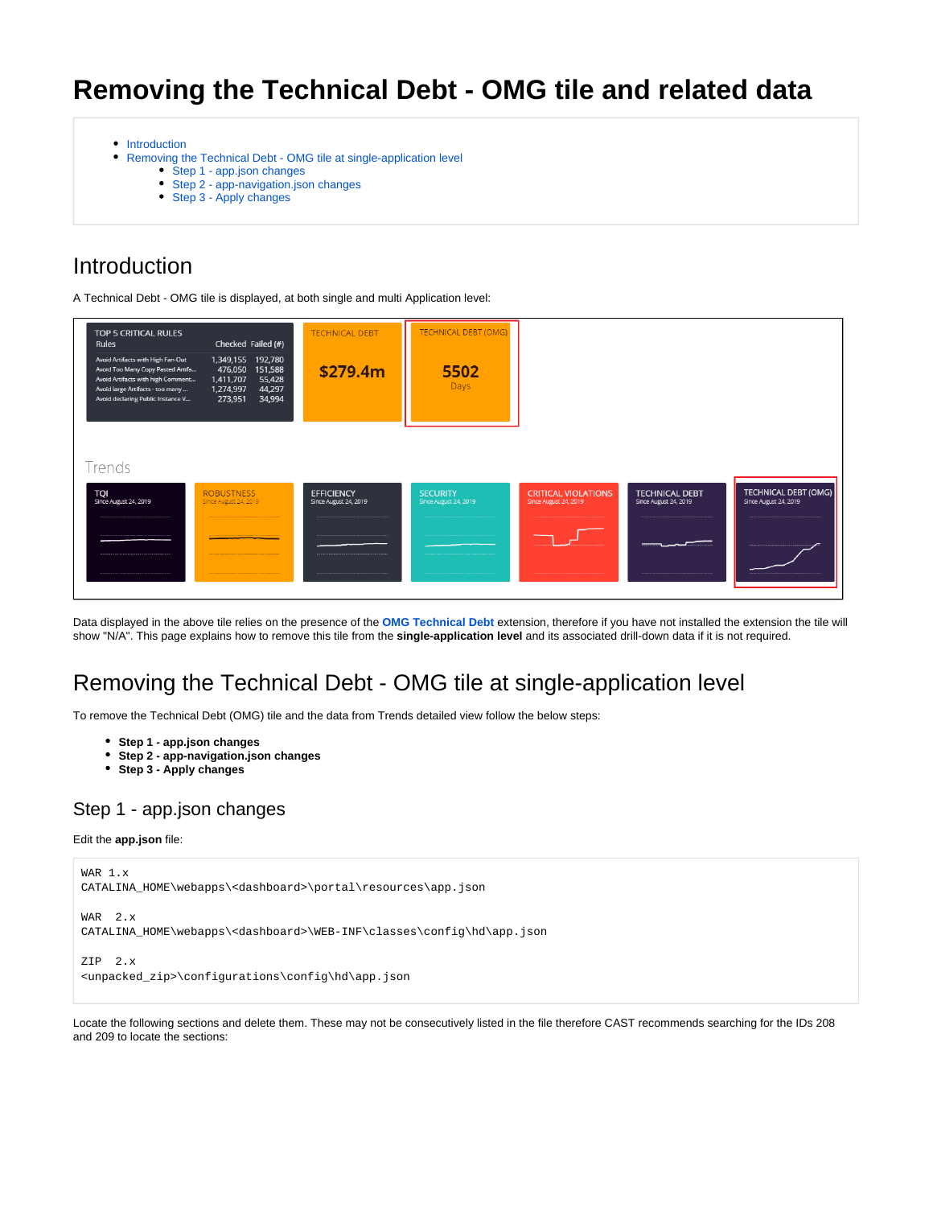# Removing the Technical Debt - OMG tile and related data

- Introduction
- Removing the Technical Debt - OMG tile at single-application level
  - Step 1 - app.json changes
  - Step 2 - app-navigation.json changes
  - Step 3 - Apply changes

## Introduction

A Technical Debt - OMG tile is displayed, at both single and multi Application level:

Data displayed in the above tile relies on the presence of the **OMG Technical Debt** extension, therefore if you have not installed the extension the tile will show "N/A". This page explains how to remove this tile from the **single-application level** and its associated drill-down data if it is not required.

## Removing the Technical Debt - OMG tile at single-application level

To remove the Technical Debt (OMG) tile and the data from Trends detailed view follow the below steps:

- **Step 1 - app.json changes**
- **Step 2 - app-navigation.json changes**
- **Step 3 - Apply changes**

### Step 1 - app.json changes

Edit the **app.json** file:

```
WAR 1.x
CATALINA_HOME\webapps\<dashboard>\portal\resources\app.json

WAR  2.x
CATALINA_HOME\webapps\<dashboard>\WEB-INF\classes\config\hd\app.json

ZIP  2.x
<unpacked_zip>\configurations\config\hd\app.json
```

Locate the following sections and delete them. These may not be consecutively listed in the file therefore CAST recommends searching for the IDs 208 and 209 to locate the sections: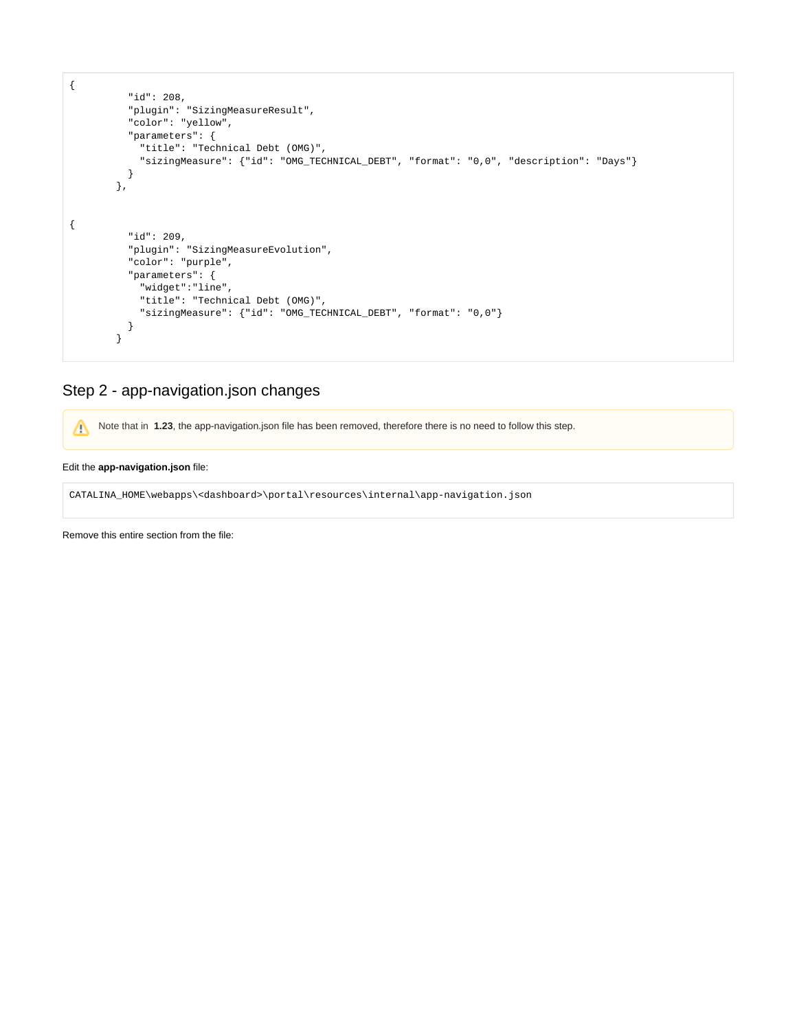```
{
          "id": 208,
          "plugin": "SizingMeasureResult",
          "color": "yellow",
          "parameters": {
            "title": "Technical Debt (OMG)",
            "sizingMeasure": {"id": "OMG_TECHNICAL_DEBT", "format": "0,0", "description": "Days"}
          }
        },


{
          "id": 209,
          "plugin": "SizingMeasureEvolution",
          "color": "purple",
          "parameters": {
            "widget":"line",
            "title": "Technical Debt (OMG)",
            "sizingMeasure": {"id": "OMG_TECHNICAL_DEBT", "format": "0,0"}
          }
        }
```

## Step 2 - app-navigation.json changes

> ⚠ Note that in **1.23**, the app-navigation.json file has been removed, therefore there is no need to follow this step.

Edit the **app-navigation.json** file:

```
CATALINA_HOME\webapps\<dashboard>\portal\resources\internal\app-navigation.json
```

Remove this entire section from the file: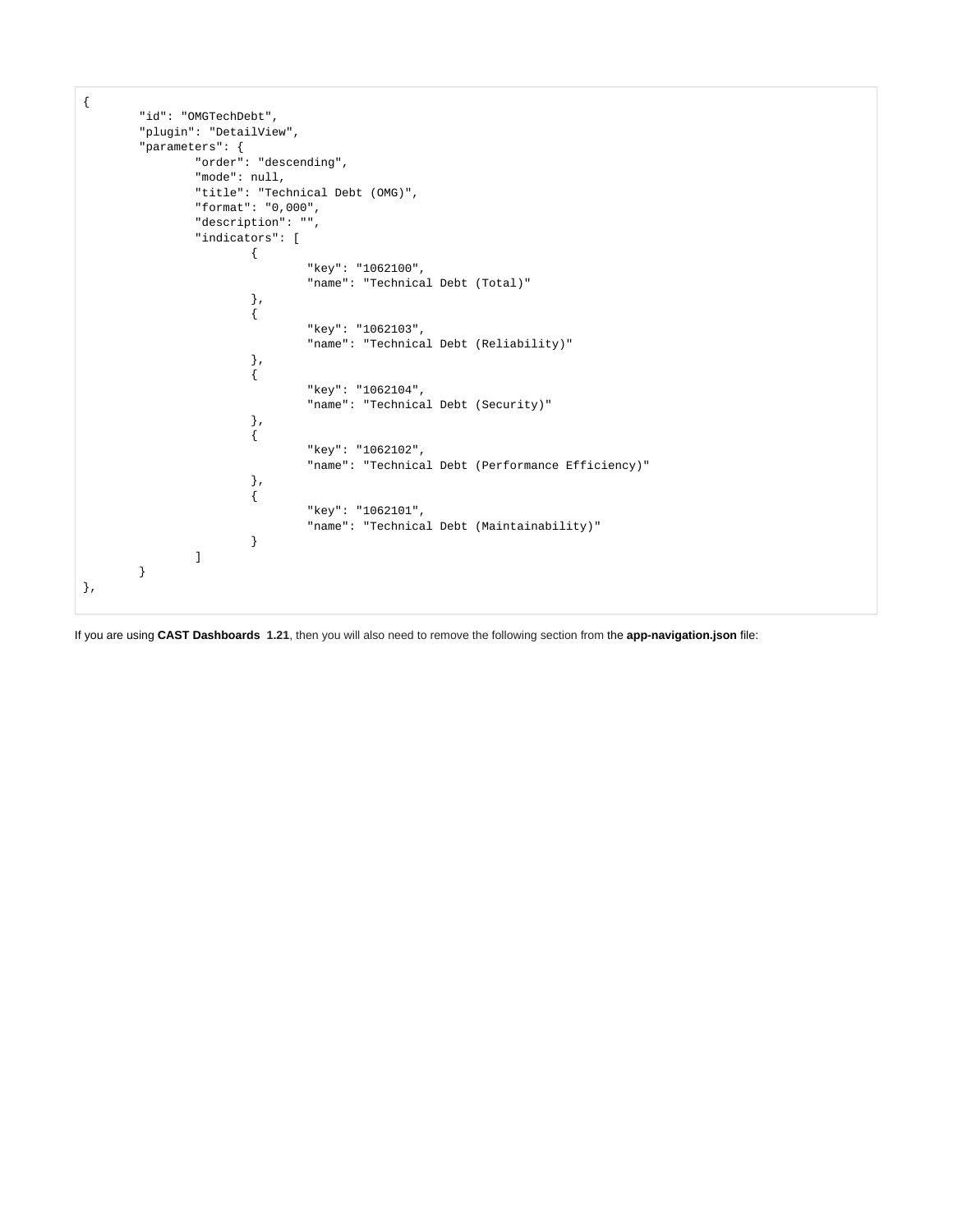```
{
        "id": "OMGTechDebt",
        "plugin": "DetailView",
        "parameters": {
                "order": "descending",
                "mode": null,
                "title": "Technical Debt (OMG)",
                "format": "0,000",
                "description": "",
                "indicators": [
                        {
                                "key": "1062100",
                                "name": "Technical Debt (Total)"
                        },
                        {
                                "key": "1062103",
                                "name": "Technical Debt (Reliability)"
                        },
                        {
                                "key": "1062104",
                                "name": "Technical Debt (Security)"
                        },
                        {
                                "key": "1062102",
                                "name": "Technical Debt (Performance Efficiency)"
                        },
                        {
                                "key": "1062101",
                                "name": "Technical Debt (Maintainability)"
                        }
                ]
        }
},
```

If you are using **CAST Dashboards 1.21**, then you will also need to remove the following section from the **app-navigation.json** file: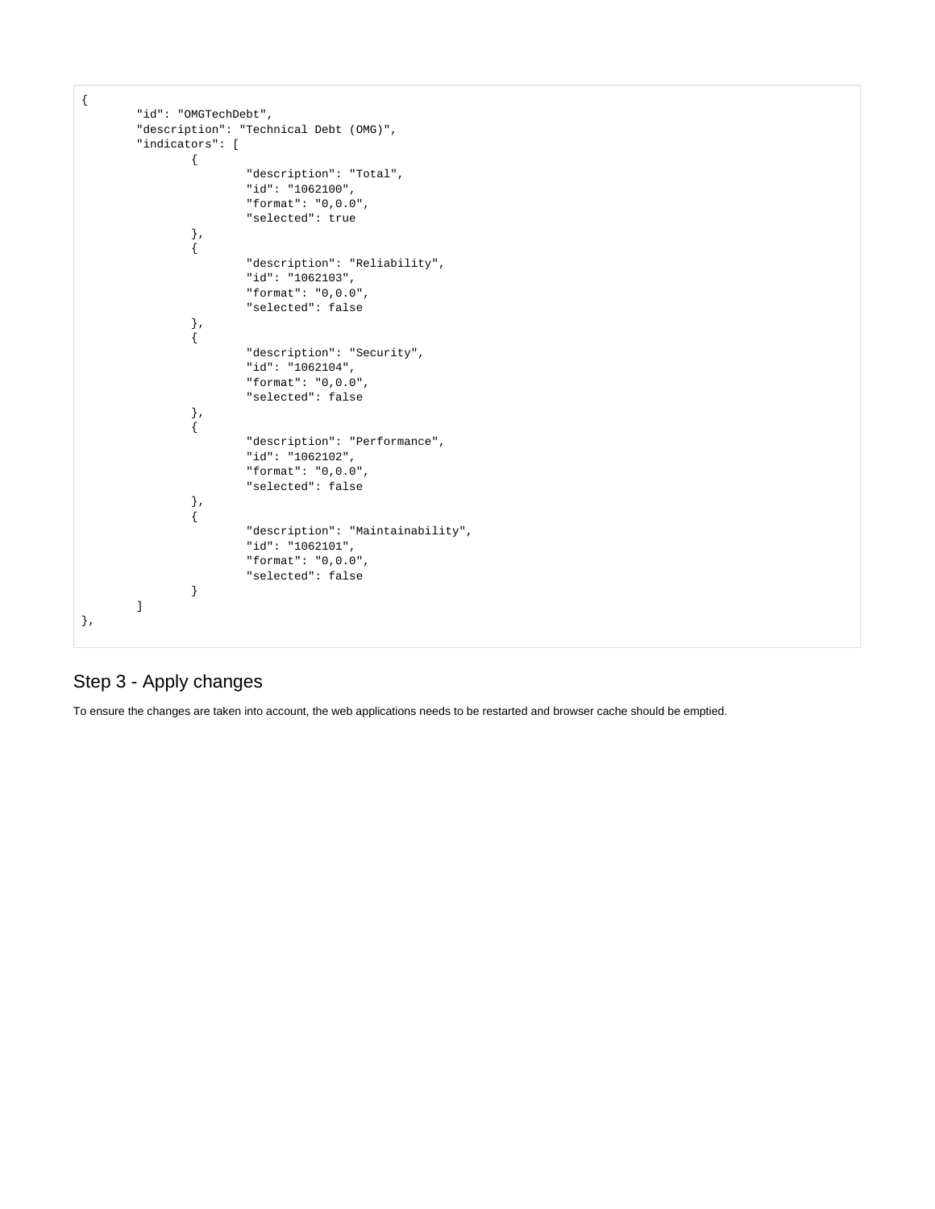```
{
        "id": "OMGTechDebt",
        "description": "Technical Debt (OMG)",
        "indicators": [
                {
                        "description": "Total",
                        "id": "1062100",
                        "format": "0,0.0",
                        "selected": true
                },
                {
                        "description": "Reliability",
                        "id": "1062103",
                        "format": "0,0.0",
                        "selected": false
                },
                {
                        "description": "Security",
                        "id": "1062104",
                        "format": "0,0.0",
                        "selected": false
                },
                {
                        "description": "Performance",
                        "id": "1062102",
                        "format": "0,0.0",
                        "selected": false
                },
                {
                        "description": "Maintainability",
                        "id": "1062101",
                        "format": "0,0.0",
                        "selected": false
                }
        ]
},
```

## Step 3 - Apply changes

To ensure the changes are taken into account, the web applications needs to be restarted and browser cache should be emptied.